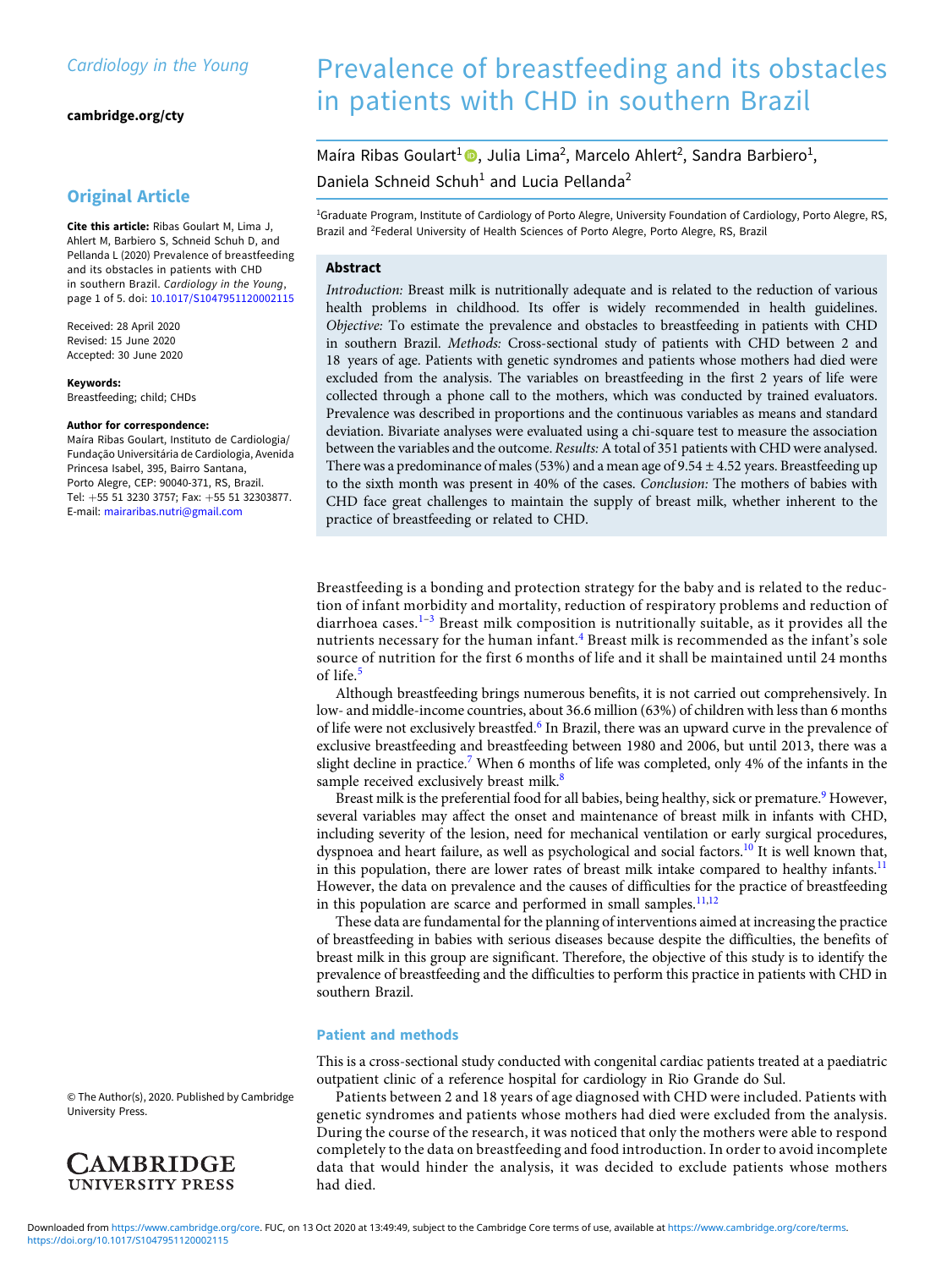# Prevalence of breastfeeding and its obstacles in patients with CHD in southern Brazil

Maíra Ribas Goulart[1], Julia Lima[2], Marcelo Ahlert[2], Sandra Barbiero[1], Daniela Schneid Schuh[1] and Lucia Pellanda[2]

[1]Graduate Program, Institute of Cardiology of Porto Alegre, University Foundation of Cardiology, Porto Alegre, RS, Brazil and [2]Federal University of Health Sciences of Porto Alegre, Porto Alegre, RS, Brazil

**Original Article**

**Cite this article:** Ribas Goulart M, Lima J, Ahlert M, Barbiero S, Schneid Schuh D, and Pellanda L (2020) Prevalence of breastfeeding and its obstacles in patients with CHD in southern Brazil. *Cardiology in the Young*, page 1 of 5. doi: 10.1017/S1047951120002115

Received: 28 April 2020
Revised: 15 June 2020
Accepted: 30 June 2020

**Keywords:**
Breastfeeding; child; CHDs

**Author for correspondence:**
Maíra Ribas Goulart, Instituto de Cardiologia/Fundação Universitária de Cardiologia, Avenida Princesa Isabel, 395, Bairro Santana, Porto Alegre, CEP: 90040-371, RS, Brazil. Tel: +55 51 3230 3757; Fax: +55 51 32303877. E-mail: mairaribas.nutri@gmail.com

## Abstract

*Introduction:* Breast milk is nutritionally adequate and is related to the reduction of various health problems in childhood. Its offer is widely recommended in health guidelines. *Objective:* To estimate the prevalence and obstacles to breastfeeding in patients with CHD in southern Brazil. *Methods:* Cross-sectional study of patients with CHD between 2 and 18 years of age. Patients with genetic syndromes and patients whose mothers had died were excluded from the analysis. The variables on breastfeeding in the first 2 years of life were collected through a phone call to the mothers, which was conducted by trained evaluators. Prevalence was described in proportions and the continuous variables as means and standard deviation. Bivariate analyses were evaluated using a chi-square test to measure the association between the variables and the outcome. *Results:* A total of 351 patients with CHD were analysed. There was a predominance of males (53%) and a mean age of 9.54 ± 4.52 years. Breastfeeding up to the sixth month was present in 40% of the cases. *Conclusion:* The mothers of babies with CHD face great challenges to maintain the supply of breast milk, whether inherent to the practice of breastfeeding or related to CHD.

Breastfeeding is a bonding and protection strategy for the baby and is related to the reduction of infant morbidity and mortality, reduction of respiratory problems and reduction of diarrhoea cases.[1–3] Breast milk composition is nutritionally suitable, as it provides all the nutrients necessary for the human infant.[4] Breast milk is recommended as the infant's sole source of nutrition for the first 6 months of life and it shall be maintained until 24 months of life.[5]

Although breastfeeding brings numerous benefits, it is not carried out comprehensively. In low- and middle-income countries, about 36.6 million (63%) of children with less than 6 months of life were not exclusively breastfed.[6] In Brazil, there was an upward curve in the prevalence of exclusive breastfeeding and breastfeeding between 1980 and 2006, but until 2013, there was a slight decline in practice.[7] When 6 months of life was completed, only 4% of the infants in the sample received exclusively breast milk.[8]

Breast milk is the preferential food for all babies, being healthy, sick or premature.[9] However, several variables may affect the onset and maintenance of breast milk in infants with CHD, including severity of the lesion, need for mechanical ventilation or early surgical procedures, dyspnoea and heart failure, as well as psychological and social factors.[10] It is well known that, in this population, there are lower rates of breast milk intake compared to healthy infants.[11] However, the data on prevalence and the causes of difficulties for the practice of breastfeeding in this population are scarce and performed in small samples.[11,12]

These data are fundamental for the planning of interventions aimed at increasing the practice of breastfeeding in babies with serious diseases because despite the difficulties, the benefits of breast milk in this group are significant. Therefore, the objective of this study is to identify the prevalence of breastfeeding and the difficulties to perform this practice in patients with CHD in southern Brazil.

## Patient and methods

This is a cross-sectional study conducted with congenital cardiac patients treated at a paediatric outpatient clinic of a reference hospital for cardiology in Rio Grande do Sul.

Patients between 2 and 18 years of age diagnosed with CHD were included. Patients with genetic syndromes and patients whose mothers had died were excluded from the analysis. During the course of the research, it was noticed that only the mothers were able to respond completely to the data on breastfeeding and food introduction. In order to avoid incomplete data that would hinder the analysis, it was decided to exclude patients whose mothers had died.

© The Author(s), 2020. Published by Cambridge University Press.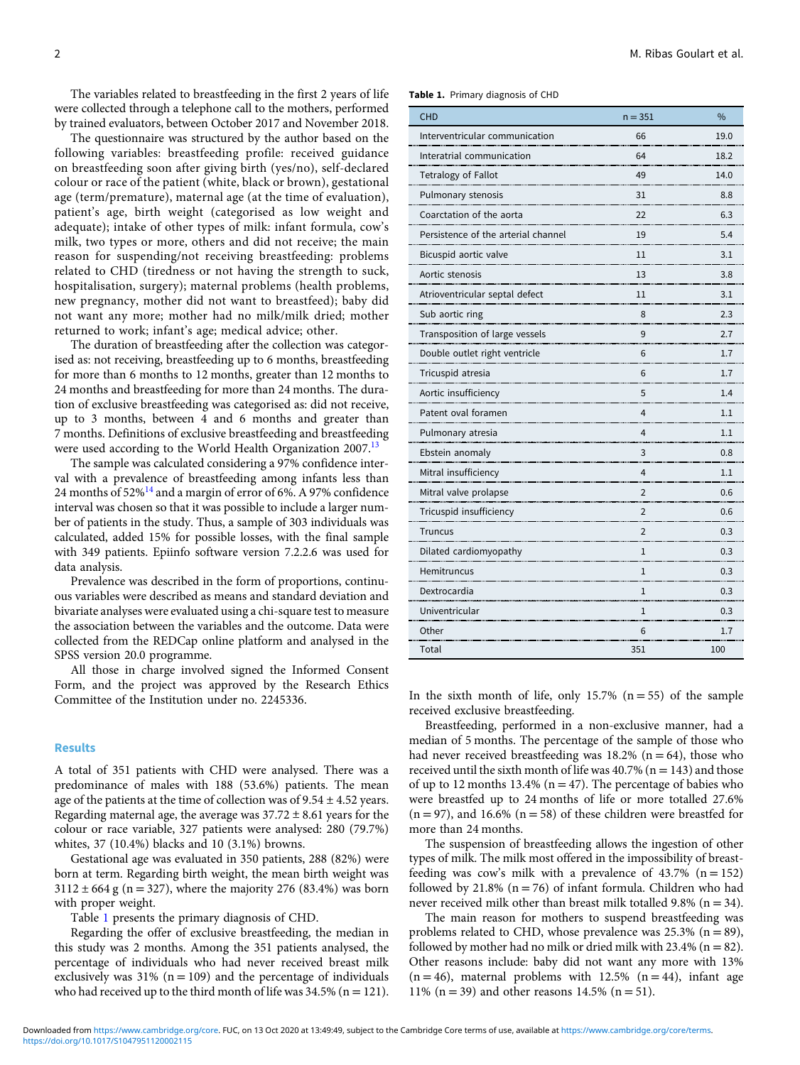The variables related to breastfeeding in the first 2 years of life were collected through a telephone call to the mothers, performed by trained evaluators, between October 2017 and November 2018.

The questionnaire was structured by the author based on the following variables: breastfeeding profile: received guidance on breastfeeding soon after giving birth (yes/no), self-declared colour or race of the patient (white, black or brown), gestational age (term/premature), maternal age (at the time of evaluation), patient's age, birth weight (categorised as low weight and adequate); intake of other types of milk: infant formula, cow's milk, two types or more, others and did not receive; the main reason for suspending/not receiving breastfeeding: problems related to CHD (tiredness or not having the strength to suck, hospitalisation, surgery); maternal problems (health problems, new pregnancy, mother did not want to breastfeed); baby did not want any more; mother had no milk/milk dried; mother returned to work; infant's age; medical advice; other.

The duration of breastfeeding after the collection was categorised as: not receiving, breastfeeding up to 6 months, breastfeeding for more than 6 months to 12 months, greater than 12 months to 24 months and breastfeeding for more than 24 months. The duration of exclusive breastfeeding was categorised as: did not receive, up to 3 months, between 4 and 6 months and greater than 7 months. Definitions of exclusive breastfeeding and breastfeeding were used according to the World Health Organization 2007.[13]

The sample was calculated considering a 97% confidence interval with a prevalence of breastfeeding among infants less than 24 months of 52%[14] and a margin of error of 6%. A 97% confidence interval was chosen so that it was possible to include a larger number of patients in the study. Thus, a sample of 303 individuals was calculated, added 15% for possible losses, with the final sample with 349 patients. Epiinfo software version 7.2.2.6 was used for data analysis.

Prevalence was described in the form of proportions, continuous variables were described as means and standard deviation and bivariate analyses were evaluated using a chi-square test to measure the association between the variables and the outcome. Data were collected from the REDCap online platform and analysed in the SPSS version 20.0 programme.

All those in charge involved signed the Informed Consent Form, and the project was approved by the Research Ethics Committee of the Institution under no. 2245336.

## Results

A total of 351 patients with CHD were analysed. There was a predominance of males with 188 (53.6%) patients. The mean age of the patients at the time of collection was of $9.54 \pm 4.52$ years. Regarding maternal age, the average was $37.72 \pm 8.61$ years for the colour or race variable, 327 patients were analysed: 280 (79.7%) whites, 37 (10.4%) blacks and 10 (3.1%) browns.

Gestational age was evaluated in 350 patients, 288 (82%) were born at term. Regarding birth weight, the mean birth weight was $3112 \pm 664$ g (n = 327), where the majority 276 (83.4%) was born with proper weight.

Table 1 presents the primary diagnosis of CHD.

Regarding the offer of exclusive breastfeeding, the median in this study was 2 months. Among the 351 patients analysed, the percentage of individuals who had never received breast milk exclusively was 31% (n = 109) and the percentage of individuals who had received up to the third month of life was 34.5% (n = 121).

**Table 1.** Primary diagnosis of CHD

| CHD | n = 351 | % |
|---|---|---|
| Interventricular communication | 66 | 19.0 |
| Interatrial communication | 64 | 18.2 |
| Tetralogy of Fallot | 49 | 14.0 |
| Pulmonary stenosis | 31 | 8.8 |
| Coarctation of the aorta | 22 | 6.3 |
| Persistence of the arterial channel | 19 | 5.4 |
| Bicuspid aortic valve | 11 | 3.1 |
| Aortic stenosis | 13 | 3.8 |
| Atrioventricular septal defect | 11 | 3.1 |
| Sub aortic ring | 8 | 2.3 |
| Transposition of large vessels | 9 | 2.7 |
| Double outlet right ventricle | 6 | 1.7 |
| Tricuspid atresia | 6 | 1.7 |
| Aortic insufficiency | 5 | 1.4 |
| Patent oval foramen | 4 | 1.1 |
| Pulmonary atresia | 4 | 1.1 |
| Ebstein anomaly | 3 | 0.8 |
| Mitral insufficiency | 4 | 1.1 |
| Mitral valve prolapse | 2 | 0.6 |
| Tricuspid insufficiency | 2 | 0.6 |
| Truncus | 2 | 0.3 |
| Dilated cardiomyopathy | 1 | 0.3 |
| Hemitruncus | 1 | 0.3 |
| Dextrocardia | 1 | 0.3 |
| Univentricular | 1 | 0.3 |
| Other | 6 | 1.7 |
| Total | 351 | 100 |

In the sixth month of life, only 15.7% (n = 55) of the sample received exclusive breastfeeding.

Breastfeeding, performed in a non-exclusive manner, had a median of 5 months. The percentage of the sample of those who had never received breastfeeding was 18.2% (n = 64), those who received until the sixth month of life was 40.7% (n = 143) and those of up to 12 months 13.4% (n = 47). The percentage of babies who were breastfed up to 24 months of life or more totalled 27.6% (n = 97), and 16.6% (n = 58) of these children were breastfed for more than 24 months.

The suspension of breastfeeding allows the ingestion of other types of milk. The milk most offered in the impossibility of breastfeeding was cow's milk with a prevalence of 43.7% (n = 152) followed by 21.8% (n = 76) of infant formula. Children who had never received milk other than breast milk totalled 9.8% (n = 34).

The main reason for mothers to suspend breastfeeding was problems related to CHD, whose prevalence was 25.3% (n = 89), followed by mother had no milk or dried milk with 23.4% (n = 82). Other reasons include: baby did not want any more with 13% (n = 46), maternal problems with 12.5% (n = 44), infant age 11% (n = 39) and other reasons 14.5% (n = 51).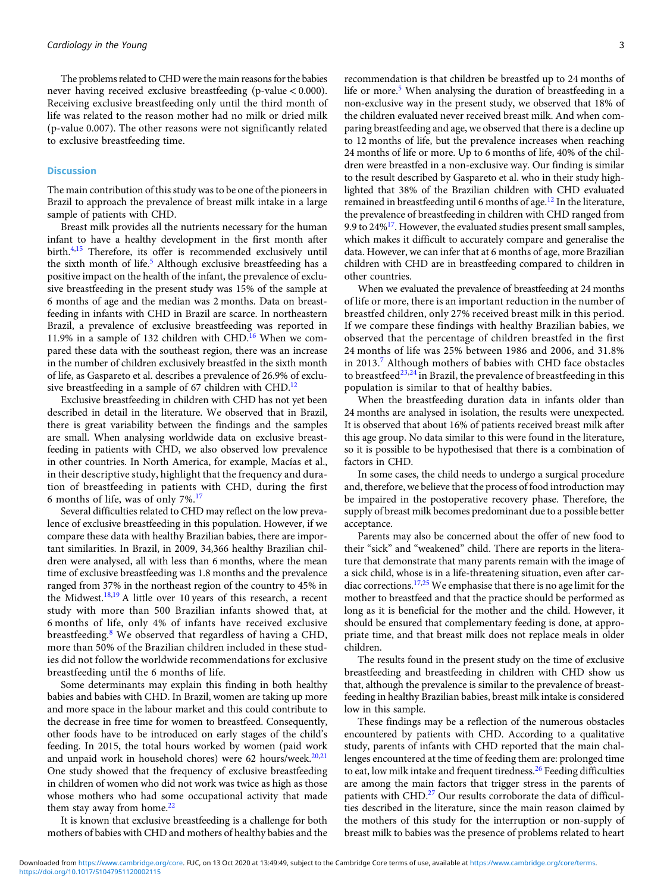The problems related to CHD were the main reasons for the babies never having received exclusive breastfeeding (p-value < 0.000). Receiving exclusive breastfeeding only until the third month of life was related to the reason mother had no milk or dried milk (p-value 0.007). The other reasons were not significantly related to exclusive breastfeeding time.

## Discussion

The main contribution of this study was to be one of the pioneers in Brazil to approach the prevalence of breast milk intake in a large sample of patients with CHD.

Breast milk provides all the nutrients necessary for the human infant to have a healthy development in the first month after birth.[4,15] Therefore, its offer is recommended exclusively until the sixth month of life.[5] Although exclusive breastfeeding has a positive impact on the health of the infant, the prevalence of exclusive breastfeeding in the present study was 15% of the sample at 6 months of age and the median was 2 months. Data on breastfeeding in infants with CHD in Brazil are scarce. In northeastern Brazil, a prevalence of exclusive breastfeeding was reported in 11.9% in a sample of 132 children with CHD.[16] When we compared these data with the southeast region, there was an increase in the number of children exclusively breastfed in the sixth month of life, as Gaspareto et al. describes a prevalence of 26.9% of exclusive breastfeeding in a sample of 67 children with CHD.[12]

Exclusive breastfeeding in children with CHD has not yet been described in detail in the literature. We observed that in Brazil, there is great variability between the findings and the samples are small. When analysing worldwide data on exclusive breastfeeding in patients with CHD, we also observed low prevalence in other countries. In North America, for example, Macías et al., in their descriptive study, highlight that the frequency and duration of breastfeeding in patients with CHD, during the first 6 months of life, was of only 7%.[17]

Several difficulties related to CHD may reflect on the low prevalence of exclusive breastfeeding in this population. However, if we compare these data with healthy Brazilian babies, there are important similarities. In Brazil, in 2009, 34,366 healthy Brazilian children were analysed, all with less than 6 months, where the mean time of exclusive breastfeeding was 1.8 months and the prevalence ranged from 37% in the northeast region of the country to 45% in the Midwest.[18,19] A little over 10 years of this research, a recent study with more than 500 Brazilian infants showed that, at 6 months of life, only 4% of infants have received exclusive breastfeeding.[8] We observed that regardless of having a CHD, more than 50% of the Brazilian children included in these studies did not follow the worldwide recommendations for exclusive breastfeeding until the 6 months of life.

Some determinants may explain this finding in both healthy babies and babies with CHD. In Brazil, women are taking up more and more space in the labour market and this could contribute to the decrease in free time for women to breastfeed. Consequently, other foods have to be introduced on early stages of the child's feeding. In 2015, the total hours worked by women (paid work and unpaid work in household chores) were 62 hours/week.[20,21] One study showed that the frequency of exclusive breastfeeding in children of women who did not work was twice as high as those whose mothers who had some occupational activity that made them stay away from home.[22]

It is known that exclusive breastfeeding is a challenge for both mothers of babies with CHD and mothers of healthy babies and the recommendation is that children be breastfed up to 24 months of life or more.[5] When analysing the duration of breastfeeding in a non-exclusive way in the present study, we observed that 18% of the children evaluated never received breast milk. And when comparing breastfeeding and age, we observed that there is a decline up to 12 months of life, but the prevalence increases when reaching 24 months of life or more. Up to 6 months of life, 40% of the children were breastfed in a non-exclusive way. Our finding is similar to the result described by Gaspareto et al. who in their study highlighted that 38% of the Brazilian children with CHD evaluated remained in breastfeeding until 6 months of age.[12] In the literature, the prevalence of breastfeeding in children with CHD ranged from 9.9 to 24%[17]. However, the evaluated studies present small samples, which makes it difficult to accurately compare and generalise the data. However, we can infer that at 6 months of age, more Brazilian children with CHD are in breastfeeding compared to children in other countries.

When we evaluated the prevalence of breastfeeding at 24 months of life or more, there is an important reduction in the number of breastfed children, only 27% received breast milk in this period. If we compare these findings with healthy Brazilian babies, we observed that the percentage of children breastfed in the first 24 months of life was 25% between 1986 and 2006, and 31.8% in 2013.[7] Although mothers of babies with CHD face obstacles to breastfeed[23,24] in Brazil, the prevalence of breastfeeding in this population is similar to that of healthy babies.

When the breastfeeding duration data in infants older than 24 months are analysed in isolation, the results were unexpected. It is observed that about 16% of patients received breast milk after this age group. No data similar to this were found in the literature, so it is possible to be hypothesised that there is a combination of factors in CHD.

In some cases, the child needs to undergo a surgical procedure and, therefore, we believe that the process of food introduction may be impaired in the postoperative recovery phase. Therefore, the supply of breast milk becomes predominant due to a possible better acceptance.

Parents may also be concerned about the offer of new food to their "sick" and "weakened" child. There are reports in the literature that demonstrate that many parents remain with the image of a sick child, whose is in a life-threatening situation, even after cardiac corrections.[17,25] We emphasise that there is no age limit for the mother to breastfeed and that the practice should be performed as long as it is beneficial for the mother and the child. However, it should be ensured that complementary feeding is done, at appropriate time, and that breast milk does not replace meals in older children.

The results found in the present study on the time of exclusive breastfeeding and breastfeeding in children with CHD show us that, although the prevalence is similar to the prevalence of breastfeeding in healthy Brazilian babies, breast milk intake is considered low in this sample.

These findings may be a reflection of the numerous obstacles encountered by patients with CHD. According to a qualitative study, parents of infants with CHD reported that the main challenges encountered at the time of feeding them are: prolonged time to eat, low milk intake and frequent tiredness.[26] Feeding difficulties are among the main factors that trigger stress in the parents of patients with CHD.[27] Our results corroborate the data of difficulties described in the literature, since the main reason claimed by the mothers of this study for the interruption or non-supply of breast milk to babies was the presence of problems related to heart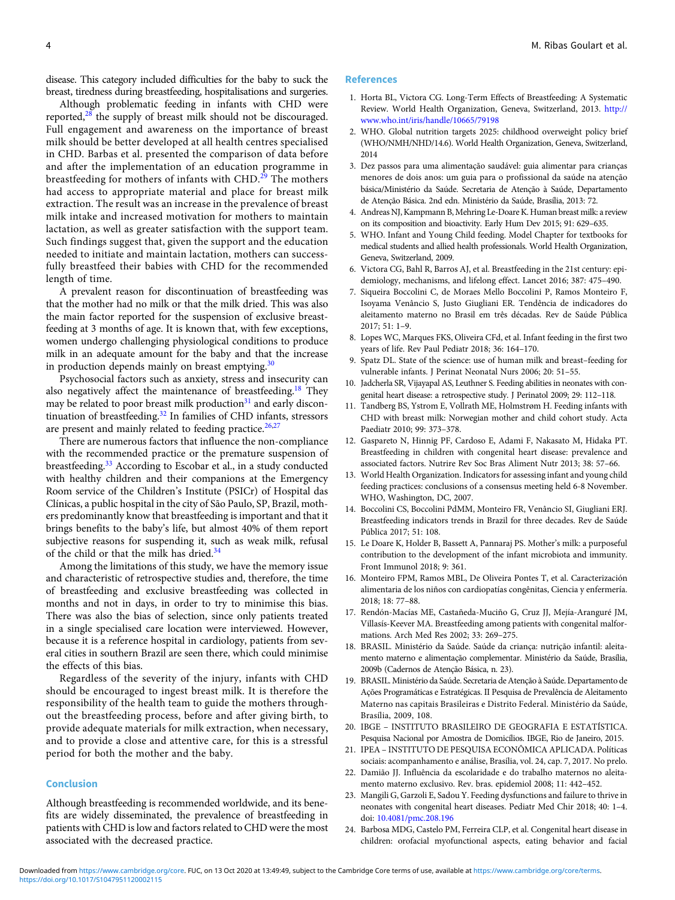disease. This category included difficulties for the baby to suck the breast, tiredness during breastfeeding, hospitalisations and surgeries.

Although problematic feeding in infants with CHD were reported,[28] the supply of breast milk should not be discouraged. Full engagement and awareness on the importance of breast milk should be better developed at all health centres specialised in CHD. Barbas et al. presented the comparison of data before and after the implementation of an education programme in breastfeeding for mothers of infants with CHD.[29] The mothers had access to appropriate material and place for breast milk extraction. The result was an increase in the prevalence of breast milk intake and increased motivation for mothers to maintain lactation, as well as greater satisfaction with the support team. Such findings suggest that, given the support and the education needed to initiate and maintain lactation, mothers can successfully breastfeed their babies with CHD for the recommended length of time.

A prevalent reason for discontinuation of breastfeeding was that the mother had no milk or that the milk dried. This was also the main factor reported for the suspension of exclusive breastfeeding at 3 months of age. It is known that, with few exceptions, women undergo challenging physiological conditions to produce milk in an adequate amount for the baby and that the increase in production depends mainly on breast emptying.[30]

Psychosocial factors such as anxiety, stress and insecurity can also negatively affect the maintenance of breastfeeding.[18] They may be related to poor breast milk production[31] and early discontinuation of breastfeeding.[32] In families of CHD infants, stressors are present and mainly related to feeding practice.[26,27]

There are numerous factors that influence the non-compliance with the recommended practice or the premature suspension of breastfeeding.[33] According to Escobar et al., in a study conducted with healthy children and their companions at the Emergency Room service of the Children's Institute (PSICr) of Hospital das Clínicas, a public hospital in the city of São Paulo, SP, Brazil, mothers predominantly know that breastfeeding is important and that it brings benefits to the baby's life, but almost 40% of them report subjective reasons for suspending it, such as weak milk, refusal of the child or that the milk has dried.[34]

Among the limitations of this study, we have the memory issue and characteristic of retrospective studies and, therefore, the time of breastfeeding and exclusive breastfeeding was collected in months and not in days, in order to try to minimise this bias. There was also the bias of selection, since only patients treated in a single specialised care location were interviewed. However, because it is a reference hospital in cardiology, patients from several cities in southern Brazil are seen there, which could minimise the effects of this bias.

Regardless of the severity of the injury, infants with CHD should be encouraged to ingest breast milk. It is therefore the responsibility of the health team to guide the mothers throughout the breastfeeding process, before and after giving birth, to provide adequate materials for milk extraction, when necessary, and to provide a close and attentive care, for this is a stressful period for both the mother and the baby.

## Conclusion

Although breastfeeding is recommended worldwide, and its benefits are widely disseminated, the prevalence of breastfeeding in patients with CHD is low and factors related to CHD were the most associated with the decreased practice.

## References

1. Horta BL, Victora CG. Long-Term Effects of Breastfeeding: A Systematic Review. World Health Organization, Geneva, Switzerland, 2013. http://www.who.int/iris/handle/10665/79198
2. WHO. Global nutrition targets 2025: childhood overweight policy brief (WHO/NMH/NHD/14.6). World Health Organization, Geneva, Switzerland, 2014
3. Dez passos para uma alimentação saudável: guia alimentar para crianças menores de dois anos: um guia para o profissional da saúde na atenção básica/Ministério da Saúde. Secretaria de Atenção à Saúde, Departamento de Atenção Básica. 2nd edn. Ministério da Saúde, Brasília, 2013: 72.
4. Andreas NJ, Kampmann B, Mehring Le-Doare K. Human breast milk: a review on its composition and bioactivity. Early Hum Dev 2015; 91: 629–635.
5. WHO. Infant and Young Child feeding. Model Chapter for textbooks for medical students and allied health professionals. World Health Organization, Geneva, Switzerland, 2009.
6. Victora CG, Bahl R, Barros AJ, et al. Breastfeeding in the 21st century: epidemiology, mechanisms, and lifelong effect. Lancet 2016; 387: 475–490.
7. Siqueira Boccolini C, de Moraes Mello Boccolini P, Ramos Monteiro F, Isoyama Venâncio S, Justo Giugliani ER. Tendência de indicadores do aleitamento materno no Brasil em três décadas. Rev de Saúde Pública 2017; 51: 1–9.
8. Lopes WC, Marques FKS, Oliveira CFd, et al. Infant feeding in the first two years of life. Rev Paul Pediatr 2018; 36: 164–170.
9. Spatz DL. State of the science: use of human milk and breast–feeding for vulnerable infants. J Perinat Neonatal Nurs 2006; 20: 51–55.
10. Jadcherla SR, Vijayapal AS, Leuthner S. Feeding abilities in neonates with congenital heart disease: a retrospective study. J Perinatol 2009; 29: 112–118.
11. Tandberg BS, Ystrom E, Vollrath ME, Holmstrøm H. Feeding infants with CHD with breast milk: Norwegian mother and child cohort study. Acta Paediatr 2010; 99: 373–378.
12. Gaspareto N, Hinnig PF, Cardoso E, Adami F, Nakasato M, Hidaka PT. Breastfeeding in children with congenital heart disease: prevalence and associated factors. Nutrire Rev Soc Bras Aliment Nutr 2013; 38: 57–66.
13. World Health Organization. Indicators for assessing infant and young child feeding practices: conclusions of a consensus meeting held 6-8 November. WHO, Washington, DC, 2007.
14. Boccolini CS, Boccolini PdMM, Monteiro FR, Venâncio SI, Giugliani ERJ. Breastfeeding indicators trends in Brazil for three decades. Rev de Saúde Pública 2017; 51: 108.
15. Le Doare K, Holder B, Bassett A, Pannaraj PS. Mother's milk: a purposeful contribution to the development of the infant microbiota and immunity. Front Immunol 2018; 9: 361.
16. Monteiro FPM, Ramos MBL, De Oliveira Pontes T, et al. Caracterización alimentaria de los niños con cardiopatías congênitas, Ciencia y enfermería. 2018; 18: 77–88.
17. Rendón-Macías ME, Castañeda-Muciño G, Cruz JJ, Mejía-Aranguré JM, Villasís-Keever MA. Breastfeeding among patients with congenital malformations. Arch Med Res 2002; 33: 269–275.
18. BRASIL. Ministério da Saúde. Saúde da criança: nutrição infantil: aleitamento materno e alimentação complementar. Ministério da Saúde, Brasília, 2009b (Cadernos de Atenção Básica, n. 23).
19. BRASIL. Ministério da Saúde. Secretaria de Atenção à Saúde. Departamento de Ações Programáticas e Estratégicas. II Pesquisa de Prevalência de Aleitamento Materno nas capitais Brasileiras e Distrito Federal. Ministério da Saúde, Brasília, 2009, 108.
20. IBGE – INSTITUTO BRASILEIRO DE GEOGRAFIA E ESTATÍSTICA. Pesquisa Nacional por Amostra de Domicílios. IBGE, Rio de Janeiro, 2015.
21. IPEA – INSTITUTO DE PESQUISA ECONÔMICA APLICADA. Políticas sociais: acompanhamento e análise, Brasília, vol. 24, cap. 7, 2017. No prelo.
22. Damião JJ. Influência da escolaridade e do trabalho maternos no aleitamento materno exclusivo. Rev. bras. epidemiol 2008; 11: 442–452.
23. Mangili G, Garzoli E, Sadou Y. Feeding dysfunctions and failure to thrive in neonates with congenital heart diseases. Pediatr Med Chir 2018; 40: 1–4. doi: 10.4081/pmc.208.196
24. Barbosa MDG, Castelo PM, Ferreira CLP, et al. Congenital heart disease in children: orofacial myofunctional aspects, eating behavior and facial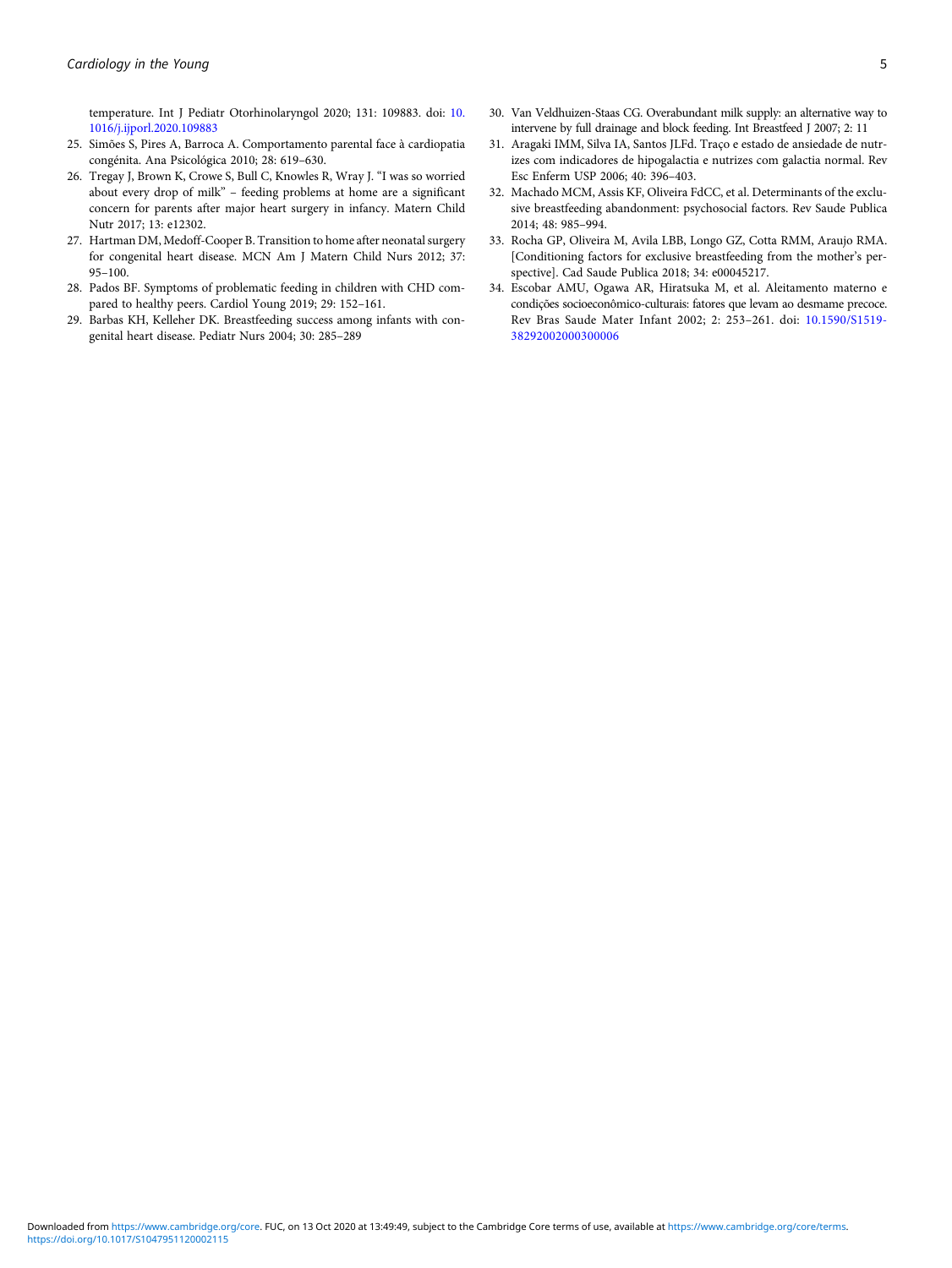temperature. Int J Pediatr Otorhinolaryngol 2020; 131: 109883. doi: 10.1016/j.ijporl.2020.109883

25. Simões S, Pires A, Barroca A. Comportamento parental face à cardiopatia congénita. Ana Psicológica 2010; 28: 619–630.
26. Tregay J, Brown K, Crowe S, Bull C, Knowles R, Wray J. "I was so worried about every drop of milk" – feeding problems at home are a significant concern for parents after major heart surgery in infancy. Matern Child Nutr 2017; 13: e12302.
27. Hartman DM, Medoff-Cooper B. Transition to home after neonatal surgery for congenital heart disease. MCN Am J Matern Child Nurs 2012; 37: 95–100.
28. Pados BF. Symptoms of problematic feeding in children with CHD compared to healthy peers. Cardiol Young 2019; 29: 152–161.
29. Barbas KH, Kelleher DK. Breastfeeding success among infants with congenital heart disease. Pediatr Nurs 2004; 30: 285–289
30. Van Veldhuizen-Staas CG. Overabundant milk supply: an alternative way to intervene by full drainage and block feeding. Int Breastfeed J 2007; 2: 11
31. Aragaki IMM, Silva IA, Santos JLFd. Traço e estado de ansiedade de nutrizes com indicadores de hipogalactia e nutrizes com galactia normal. Rev Esc Enferm USP 2006; 40: 396–403.
32. Machado MCM, Assis KF, Oliveira FdCC, et al. Determinants of the exclusive breastfeeding abandonment: psychosocial factors. Rev Saude Publica 2014; 48: 985–994.
33. Rocha GP, Oliveira M, Avila LBB, Longo GZ, Cotta RMM, Araujo RMA. [Conditioning factors for exclusive breastfeeding from the mother's perspective]. Cad Saude Publica 2018; 34: e00045217.
34. Escobar AMU, Ogawa AR, Hiratsuka M, et al. Aleitamento materno e condições socioeconômico-culturais: fatores que levam ao desmame precoce. Rev Bras Saude Mater Infant 2002; 2: 253–261. doi: 10.1590/S1519-38292002000300006